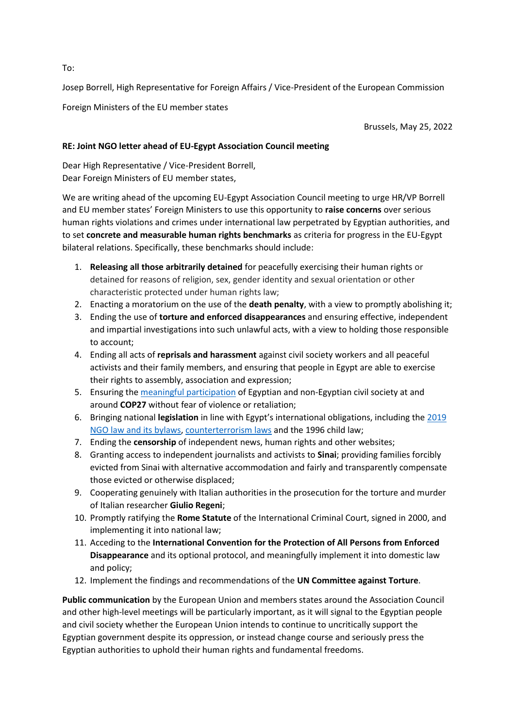To:

Josep Borrell, High Representative for Foreign Affairs / Vice-President of the European Commission

Foreign Ministers of the EU member states

Brussels, May 25, 2022

**RE: Joint NGO letter ahead of EU-Egypt Association Council meeting**

Dear High Representative / Vice-President Borrell,
Dear Foreign Ministers of EU member states,

We are writing ahead of the upcoming EU-Egypt Association Council meeting to urge HR/VP Borrell and EU member states' Foreign Ministers to use this opportunity to **raise concerns** over serious human rights violations and crimes under international law perpetrated by Egyptian authorities, and to set **concrete and measurable human rights benchmarks** as criteria for progress in the EU-Egypt bilateral relations. Specifically, these benchmarks should include:

1. **Releasing all those arbitrarily detained** for peacefully exercising their human rights or detained for reasons of religion, sex, gender identity and sexual orientation or other characteristic protected under human rights law;
2. Enacting a moratorium on the use of the **death penalty**, with a view to promptly abolishing it;
3. Ending the use of **torture and enforced disappearances** and ensuring effective, independent and impartial investigations into such unlawful acts, with a view to holding those responsible to account;
4. Ending all acts of **reprisals and harassment** against civil society workers and all peaceful activists and their family members, and ensuring that people in Egypt are able to exercise their rights to assembly, association and expression;
5. Ensuring the meaningful participation of Egyptian and non-Egyptian civil society at and around **COP27** without fear of violence or retaliation;
6. Bringing national **legislation** in line with Egypt's international obligations, including the 2019 NGO law and its bylaws, counterterrorism laws and the 1996 child law;
7. Ending the **censorship** of independent news, human rights and other websites;
8. Granting access to independent journalists and activists to **Sinai**; providing families forcibly evicted from Sinai with alternative accommodation and fairly and transparently compensate those evicted or otherwise displaced;
9. Cooperating genuinely with Italian authorities in the prosecution for the torture and murder of Italian researcher **Giulio Regeni**;
10. Promptly ratifying the **Rome Statute** of the International Criminal Court, signed in 2000, and implementing it into national law;
11. Acceding to the **International Convention for the Protection of All Persons from Enforced Disappearance** and its optional protocol, and meaningfully implement it into domestic law and policy;
12. Implement the findings and recommendations of the **UN Committee against Torture**.

**Public communication** by the European Union and members states around the Association Council and other high-level meetings will be particularly important, as it will signal to the Egyptian people and civil society whether the European Union intends to continue to uncritically support the Egyptian government despite its oppression, or instead change course and seriously press the Egyptian authorities to uphold their human rights and fundamental freedoms.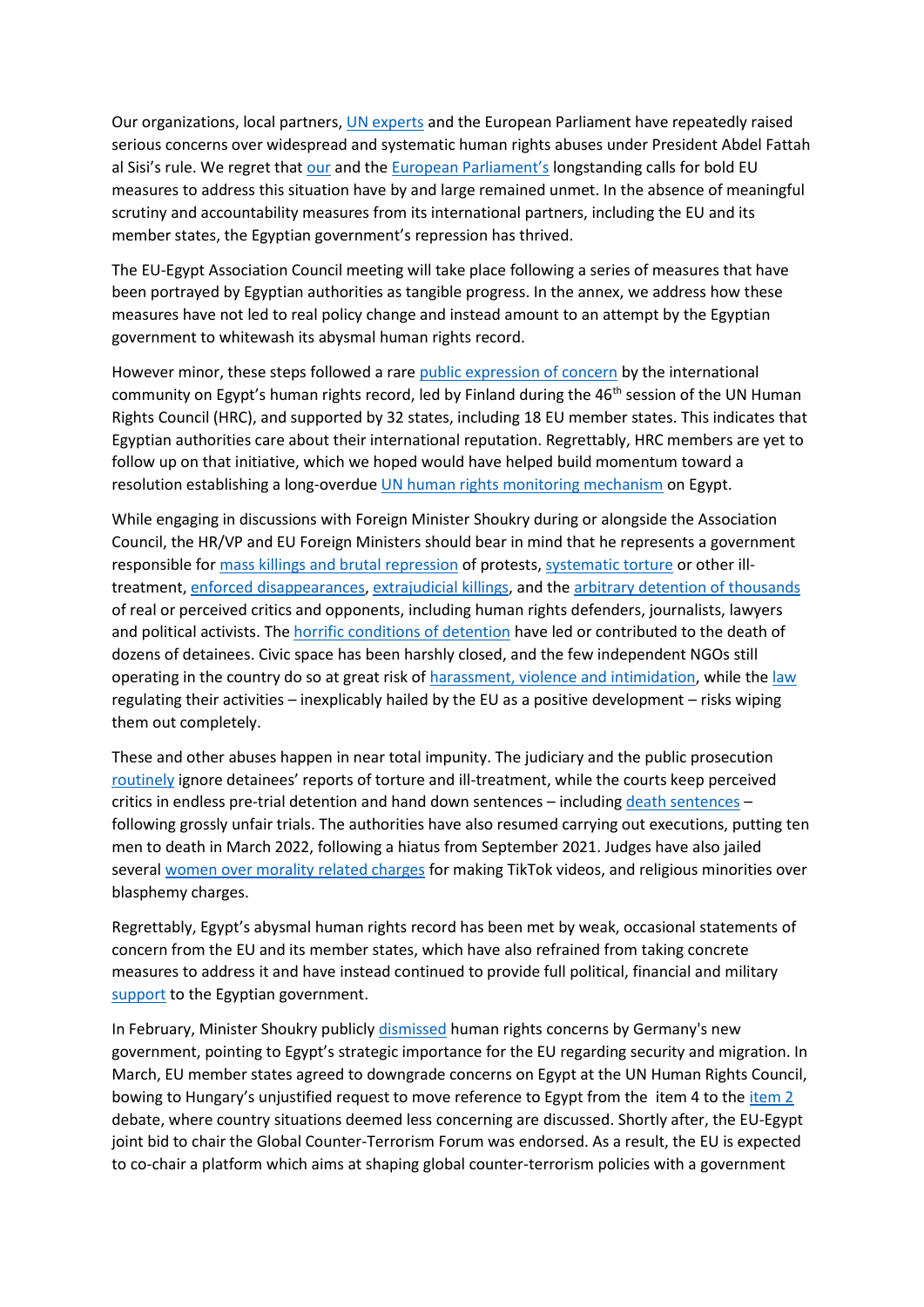Our organizations, local partners, UN experts and the European Parliament have repeatedly raised serious concerns over widespread and systematic human rights abuses under President Abdel Fattah al Sisi's rule. We regret that our and the European Parliament's longstanding calls for bold EU measures to address this situation have by and large remained unmet. In the absence of meaningful scrutiny and accountability measures from its international partners, including the EU and its member states, the Egyptian government's repression has thrived.

The EU-Egypt Association Council meeting will take place following a series of measures that have been portrayed by Egyptian authorities as tangible progress. In the annex, we address how these measures have not led to real policy change and instead amount to an attempt by the Egyptian government to whitewash its abysmal human rights record.

However minor, these steps followed a rare public expression of concern by the international community on Egypt's human rights record, led by Finland during the 46th session of the UN Human Rights Council (HRC), and supported by 32 states, including 18 EU member states. This indicates that Egyptian authorities care about their international reputation. Regrettably, HRC members are yet to follow up on that initiative, which we hoped would have helped build momentum toward a resolution establishing a long-overdue UN human rights monitoring mechanism on Egypt.

While engaging in discussions with Foreign Minister Shoukry during or alongside the Association Council, the HR/VP and EU Foreign Ministers should bear in mind that he represents a government responsible for mass killings and brutal repression of protests, systematic torture or other ill-treatment, enforced disappearances, extrajudicial killings, and the arbitrary detention of thousands of real or perceived critics and opponents, including human rights defenders, journalists, lawyers and political activists. The horrific conditions of detention have led or contributed to the death of dozens of detainees. Civic space has been harshly closed, and the few independent NGOs still operating in the country do so at great risk of harassment, violence and intimidation, while the law regulating their activities – inexplicably hailed by the EU as a positive development – risks wiping them out completely.

These and other abuses happen in near total impunity. The judiciary and the public prosecution routinely ignore detainees' reports of torture and ill-treatment, while the courts keep perceived critics in endless pre-trial detention and hand down sentences – including death sentences – following grossly unfair trials. The authorities have also resumed carrying out executions, putting ten men to death in March 2022, following a hiatus from September 2021. Judges have also jailed several women over morality related charges for making TikTok videos, and religious minorities over blasphemy charges.

Regrettably, Egypt's abysmal human rights record has been met by weak, occasional statements of concern from the EU and its member states, which have also refrained from taking concrete measures to address it and have instead continued to provide full political, financial and military support to the Egyptian government.

In February, Minister Shoukry publicly dismissed human rights concerns by Germany's new government, pointing to Egypt's strategic importance for the EU regarding security and migration. In March, EU member states agreed to downgrade concerns on Egypt at the UN Human Rights Council, bowing to Hungary's unjustified request to move reference to Egypt from the item 4 to the item 2 debate, where country situations deemed less concerning are discussed. Shortly after, the EU-Egypt joint bid to chair the Global Counter-Terrorism Forum was endorsed. As a result, the EU is expected to co-chair a platform which aims at shaping global counter-terrorism policies with a government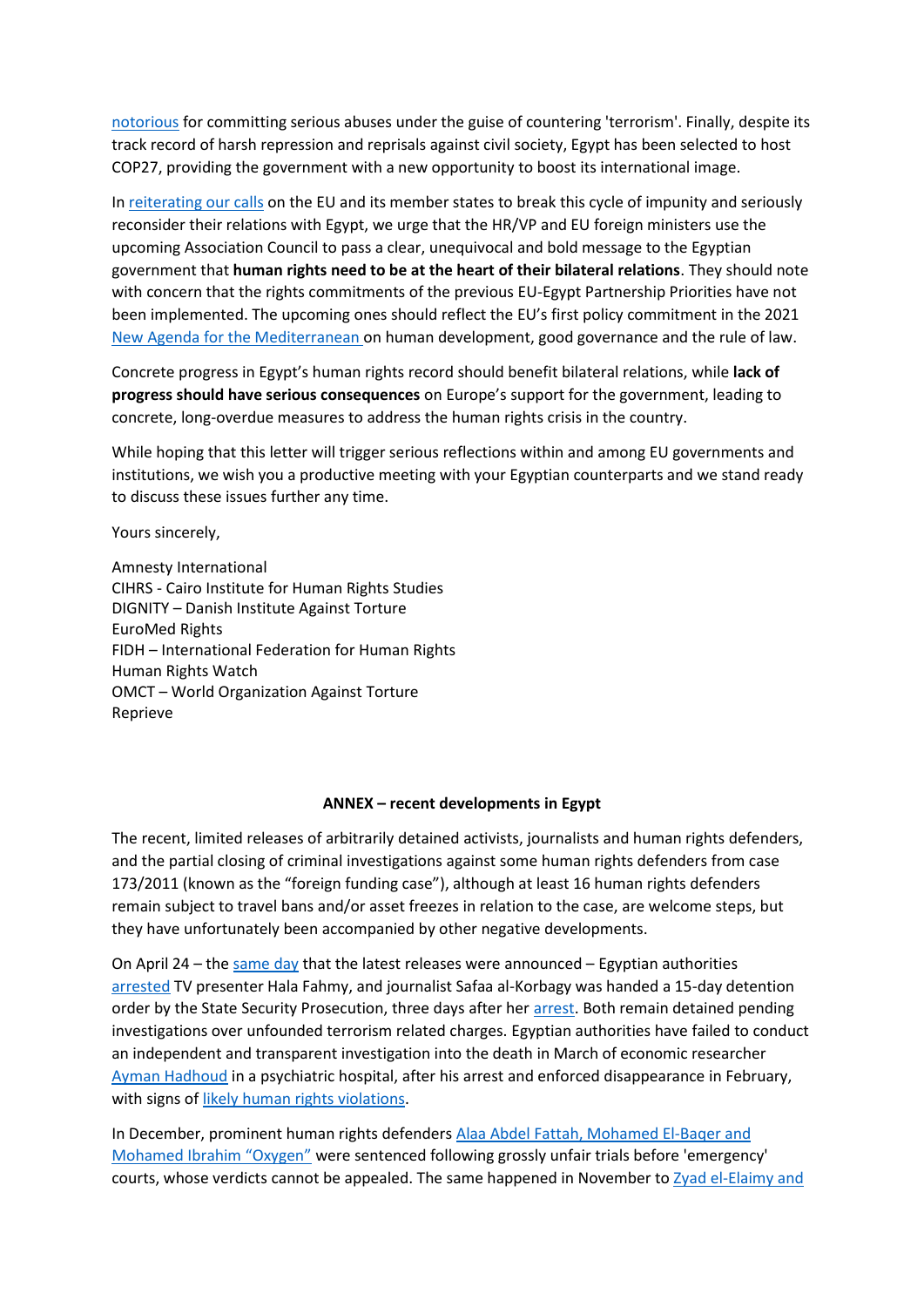notorious for committing serious abuses under the guise of countering 'terrorism'. Finally, despite its track record of harsh repression and reprisals against civil society, Egypt has been selected to host COP27, providing the government with a new opportunity to boost its international image.

In reiterating our calls on the EU and its member states to break this cycle of impunity and seriously reconsider their relations with Egypt, we urge that the HR/VP and EU foreign ministers use the upcoming Association Council to pass a clear, unequivocal and bold message to the Egyptian government that **human rights need to be at the heart of their bilateral relations**. They should note with concern that the rights commitments of the previous EU-Egypt Partnership Priorities have not been implemented. The upcoming ones should reflect the EU's first policy commitment in the 2021 New Agenda for the Mediterranean on human development, good governance and the rule of law.

Concrete progress in Egypt's human rights record should benefit bilateral relations, while **lack of progress should have serious consequences** on Europe's support for the government, leading to concrete, long-overdue measures to address the human rights crisis in the country.

While hoping that this letter will trigger serious reflections within and among EU governments and institutions, we wish you a productive meeting with your Egyptian counterparts and we stand ready to discuss these issues further any time.

Yours sincerely,

Amnesty International
CIHRS - Cairo Institute for Human Rights Studies
DIGNITY – Danish Institute Against Torture
EuroMed Rights
FIDH – International Federation for Human Rights
Human Rights Watch
OMCT – World Organization Against Torture
Reprieve

**ANNEX – recent developments in Egypt**

The recent, limited releases of arbitrarily detained activists, journalists and human rights defenders, and the partial closing of criminal investigations against some human rights defenders from case 173/2011 (known as the "foreign funding case"), although at least 16 human rights defenders remain subject to travel bans and/or asset freezes in relation to the case, are welcome steps, but they have unfortunately been accompanied by other negative developments.

On April 24 – the same day that the latest releases were announced – Egyptian authorities arrested TV presenter Hala Fahmy, and journalist Safaa al-Korbagy was handed a 15-day detention order by the State Security Prosecution, three days after her arrest. Both remain detained pending investigations over unfounded terrorism related charges. Egyptian authorities have failed to conduct an independent and transparent investigation into the death in March of economic researcher Ayman Hadhoud in a psychiatric hospital, after his arrest and enforced disappearance in February, with signs of likely human rights violations.

In December, prominent human rights defenders Alaa Abdel Fattah, Mohamed El-Baqer and Mohamed Ibrahim "Oxygen" were sentenced following grossly unfair trials before 'emergency' courts, whose verdicts cannot be appealed. The same happened in November to Zyad el-Elaimy and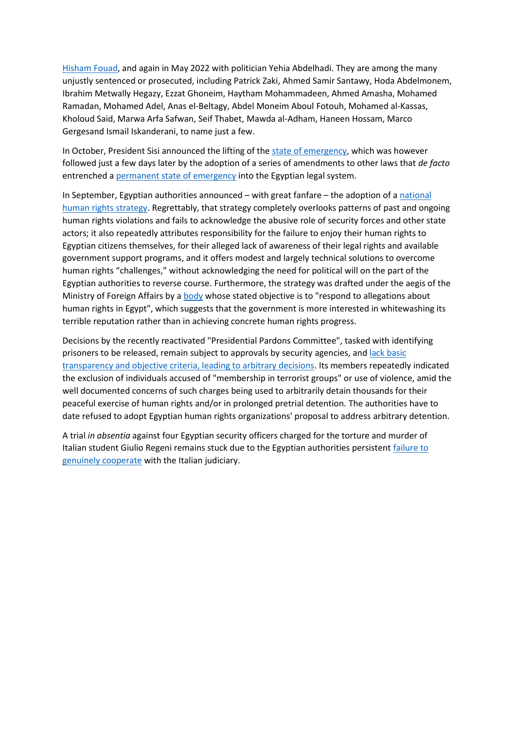Hisham Fouad, and again in May 2022 with politician Yehia Abdelhadi. They are among the many unjustly sentenced or prosecuted, including Patrick Zaki, Ahmed Samir Santawy, Hoda Abdelmonem, Ibrahim Metwally Hegazy, Ezzat Ghoneim, Haytham Mohammadeen, Ahmed Amasha, Mohamed Ramadan, Mohamed Adel, Anas el-Beltagy, Abdel Moneim Aboul Fotouh, Mohamed al-Kassas, Kholoud Said, Marwa Arfa Safwan, Seif Thabet, Mawda al-Adham, Haneen Hossam, Marco Gergesand Ismail Iskanderani, to name just a few.

In October, President Sisi announced the lifting of the state of emergency, which was however followed just a few days later by the adoption of a series of amendments to other laws that *de facto* entrenched a permanent state of emergency into the Egyptian legal system.

In September, Egyptian authorities announced – with great fanfare – the adoption of a national human rights strategy. Regrettably, that strategy completely overlooks patterns of past and ongoing human rights violations and fails to acknowledge the abusive role of security forces and other state actors; it also repeatedly attributes responsibility for the failure to enjoy their human rights to Egyptian citizens themselves, for their alleged lack of awareness of their legal rights and available government support programs, and it offers modest and largely technical solutions to overcome human rights "challenges," without acknowledging the need for political will on the part of the Egyptian authorities to reverse course. Furthermore, the strategy was drafted under the aegis of the Ministry of Foreign Affairs by a body whose stated objective is to "respond to allegations about human rights in Egypt", which suggests that the government is more interested in whitewashing its terrible reputation rather than in achieving concrete human rights progress.

Decisions by the recently reactivated "Presidential Pardons Committee", tasked with identifying prisoners to be released, remain subject to approvals by security agencies, and lack basic transparency and objective criteria, leading to arbitrary decisions. Its members repeatedly indicated the exclusion of individuals accused of "membership in terrorist groups" or use of violence, amid the well documented concerns of such charges being used to arbitrarily detain thousands for their peaceful exercise of human rights and/or in prolonged pretrial detention. The authorities have to date refused to adopt Egyptian human rights organizations' proposal to address arbitrary detention.

A trial *in absentia* against four Egyptian security officers charged for the torture and murder of Italian student Giulio Regeni remains stuck due to the Egyptian authorities persistent failure to genuinely cooperate with the Italian judiciary.